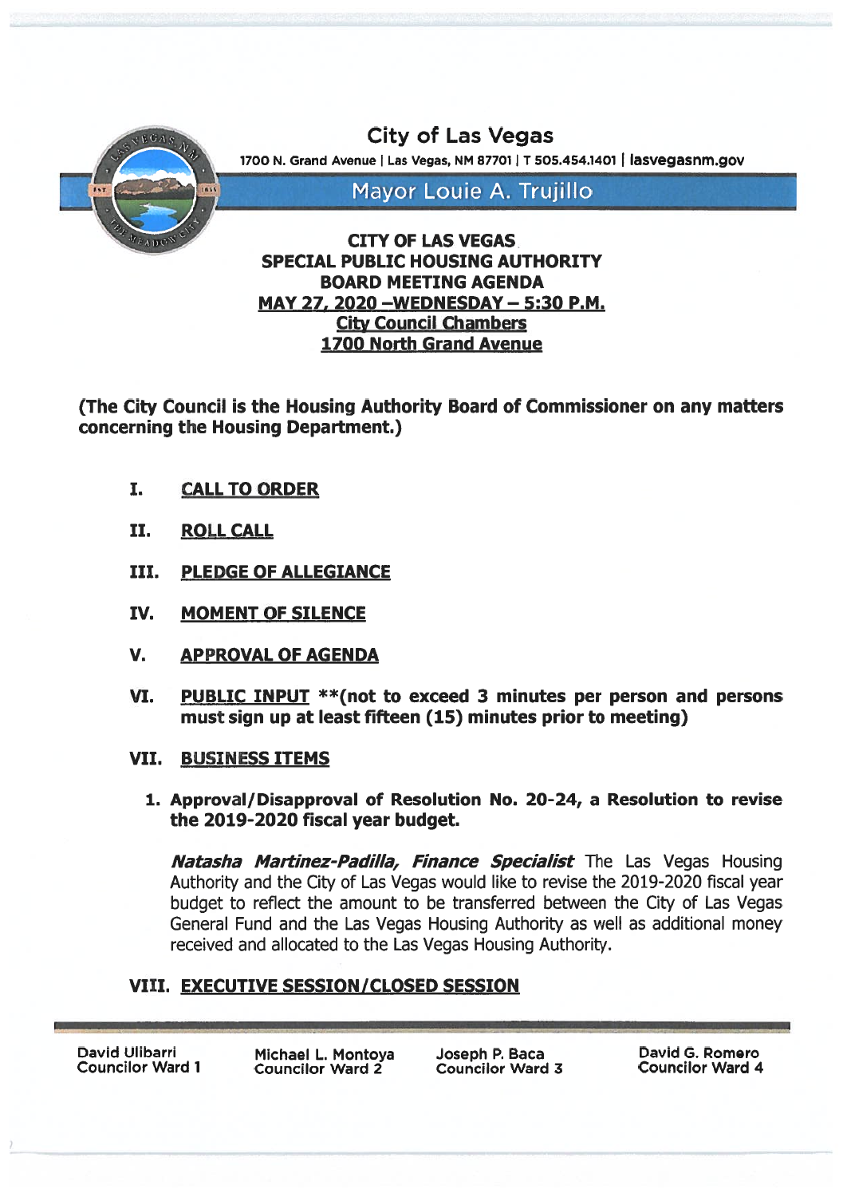# City of Las Vegas

1700 N. Grand Avenue | Las Vegas, NM 87701 | T 505.454.1401 | lasvegasnm.gov

Mayor Louie A. Trujillo

## CITY OF LAS VEGAS SPECIAL PUBLIC HOUSING AUTHORITY BOARD MEETING AGENDA

**MAY 27, 2020 –WEDNESDAY – 5:30 P.M.**
**City Council Chambers**
**1700 North Grand Avenue**

**(The City Council is the Housing Authority Board of Commissioner on any matters concerning the Housing Department.)**

I. **CALL TO ORDER**

II. **ROLL CALL**

III. **PLEDGE OF ALLEGIANCE**

IV. **MOMENT OF SILENCE**

V. **APPROVAL OF AGENDA**

VI. **PUBLIC INPUT** **(not to exceed 3 minutes per person and persons must sign up at least fifteen (15) minutes prior to meeting)

VII. **BUSINESS ITEMS**

1. **Approval/Disapproval of Resolution No. 20-24, a Resolution to revise the 2019-2020 fiscal year budget.**

   ***Natasha Martinez-Padilla, Finance Specialist*** The Las Vegas Housing Authority and the City of Las Vegas would like to revise the 2019-2020 fiscal year budget to reflect the amount to be transferred between the City of Las Vegas General Fund and the Las Vegas Housing Authority as well as additional money received and allocated to the Las Vegas Housing Authority.

VIII. **EXECUTIVE SESSION/CLOSED SESSION**

David Ulibarri, Councilor Ward 1 | Michael L. Montoya, Councilor Ward 2 | Joseph P. Baca, Councilor Ward 3 | David G. Romero, Councilor Ward 4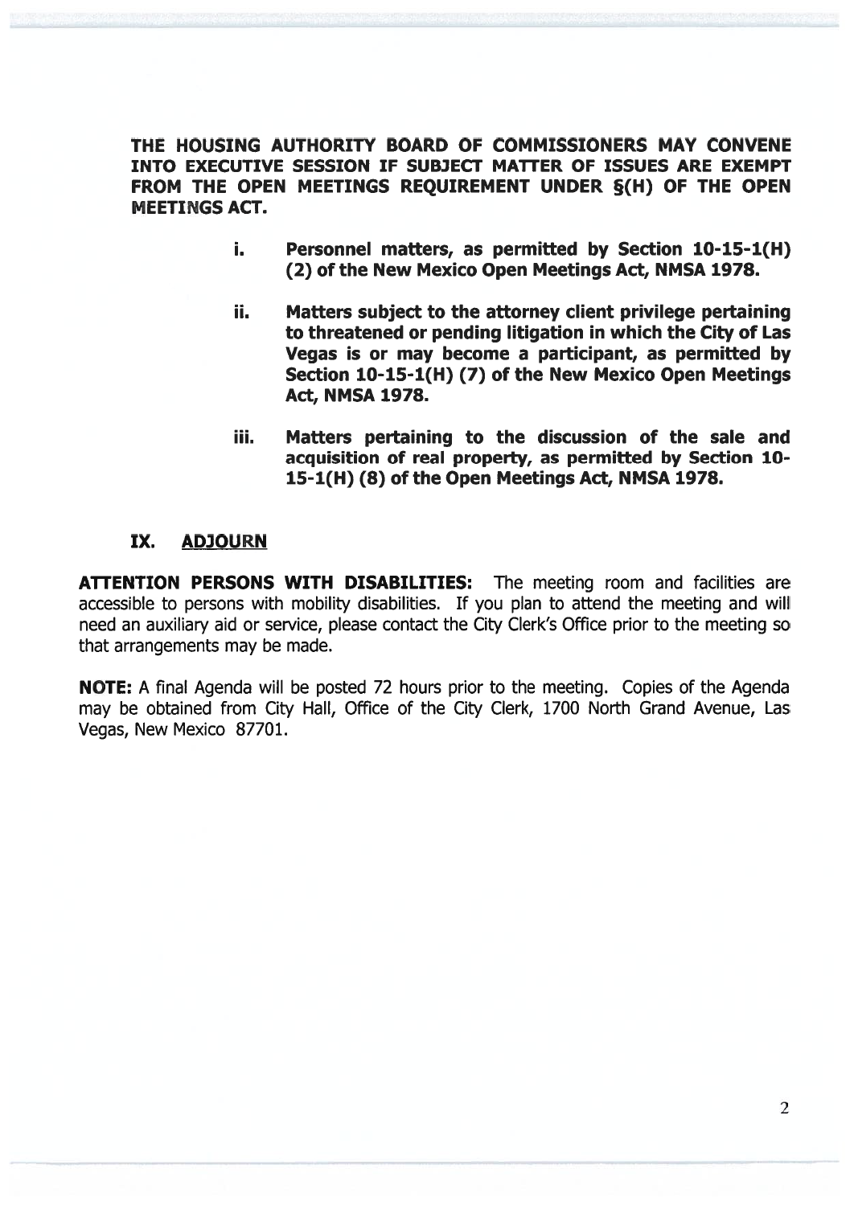**THE HOUSING AUTHORITY BOARD OF COMMISSIONERS MAY CONVENE INTO EXECUTIVE SESSION IF SUBJECT MATTER OF ISSUES ARE EXEMPT FROM THE OPEN MEETINGS REQUIREMENT UNDER §(H) OF THE OPEN MEETINGS ACT.**

- **i. Personnel matters, as permitted by Section 10-15-1(H) (2) of the New Mexico Open Meetings Act, NMSA 1978.**

- **ii. Matters subject to the attorney client privilege pertaining to threatened or pending litigation in which the City of Las Vegas is or may become a participant, as permitted by Section 10-15-1(H) (7) of the New Mexico Open Meetings Act, NMSA 1978.**

- **iii. Matters pertaining to the discussion of the sale and acquisition of real property, as permitted by Section 10-15-1(H) (8) of the Open Meetings Act, NMSA 1978.**

## IX. ADJOURN

**ATTENTION PERSONS WITH DISABILITIES:** The meeting room and facilities are accessible to persons with mobility disabilities. If you plan to attend the meeting and will need an auxiliary aid or service, please contact the City Clerk's Office prior to the meeting so that arrangements may be made.

**NOTE:** A final Agenda will be posted 72 hours prior to the meeting. Copies of the Agenda may be obtained from City Hall, Office of the City Clerk, 1700 North Grand Avenue, Las Vegas, New Mexico 87701.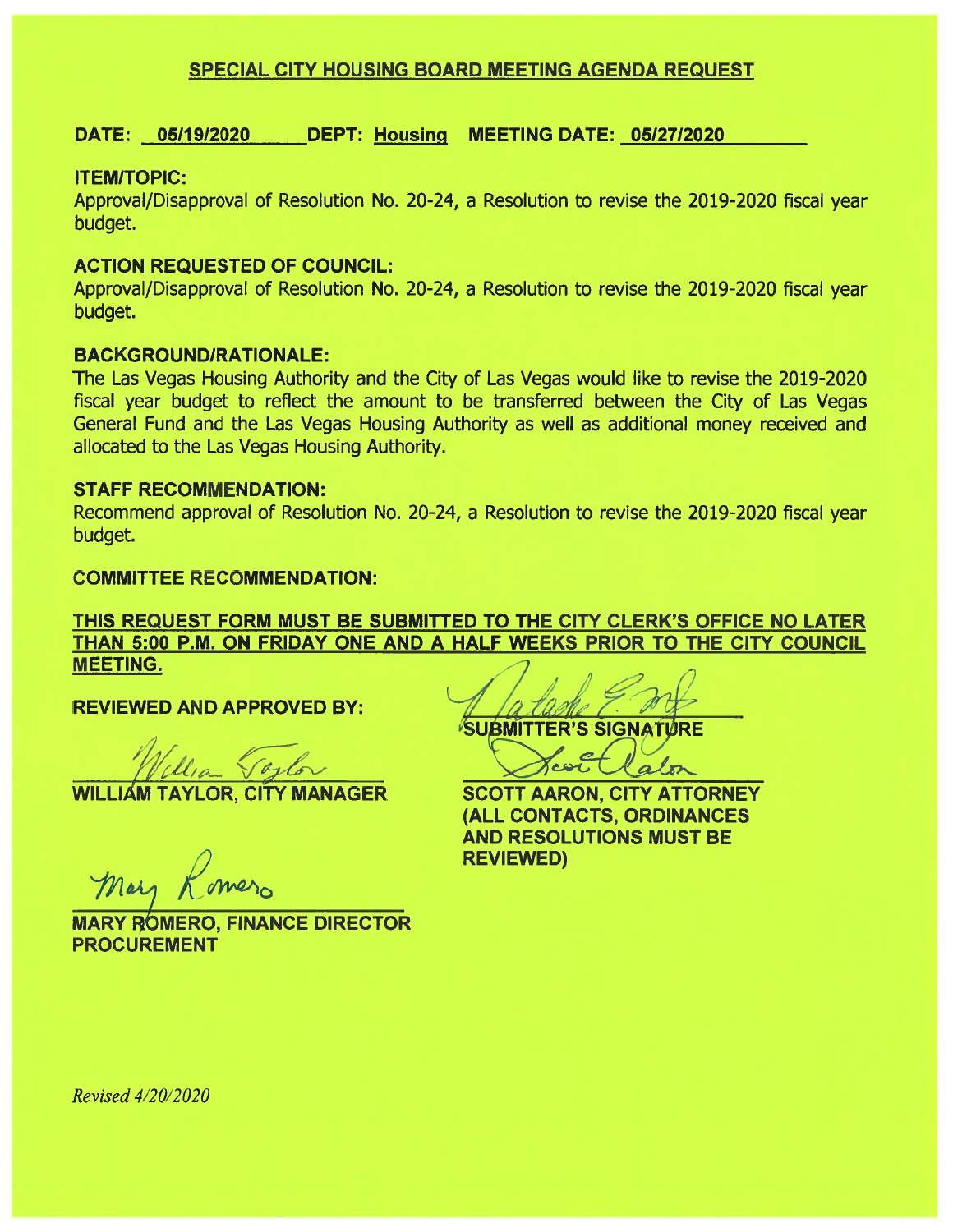## SPECIAL CITY HOUSING BOARD MEETING AGENDA REQUEST

**DATE: 05/19/2020 DEPT: Housing MEETING DATE: 05/27/2020**

**ITEM/TOPIC:**

Approval/Disapproval of Resolution No. 20-24, a Resolution to revise the 2019-2020 fiscal year budget.

**ACTION REQUESTED OF COUNCIL:**

Approval/Disapproval of Resolution No. 20-24, a Resolution to revise the 2019-2020 fiscal year budget.

**BACKGROUND/RATIONALE:**

The Las Vegas Housing Authority and the City of Las Vegas would like to revise the 2019-2020 fiscal year budget to reflect the amount to be transferred between the City of Las Vegas General Fund and the Las Vegas Housing Authority as well as additional money received and allocated to the Las Vegas Housing Authority.

**STAFF RECOMMENDATION:**

Recommend approval of Resolution No. 20-24, a Resolution to revise the 2019-2020 fiscal year budget.

**COMMITTEE RECOMMENDATION:**

**THIS REQUEST FORM MUST BE SUBMITTED TO THE CITY CLERK'S OFFICE NO LATER THAN 5:00 P.M. ON FRIDAY ONE AND A HALF WEEKS PRIOR TO THE CITY COUNCIL MEETING.**

**REVIEWED AND APPROVED BY:**

**SUBMITTER'S SIGNATURE**

**WILLIAM TAYLOR, CITY MANAGER**

**SCOTT AARON, CITY ATTORNEY (ALL CONTACTS, ORDINANCES AND RESOLUTIONS MUST BE REVIEWED)**

**MARY ROMERO, FINANCE DIRECTOR PROCUREMENT**

*Revised 4/20/2020*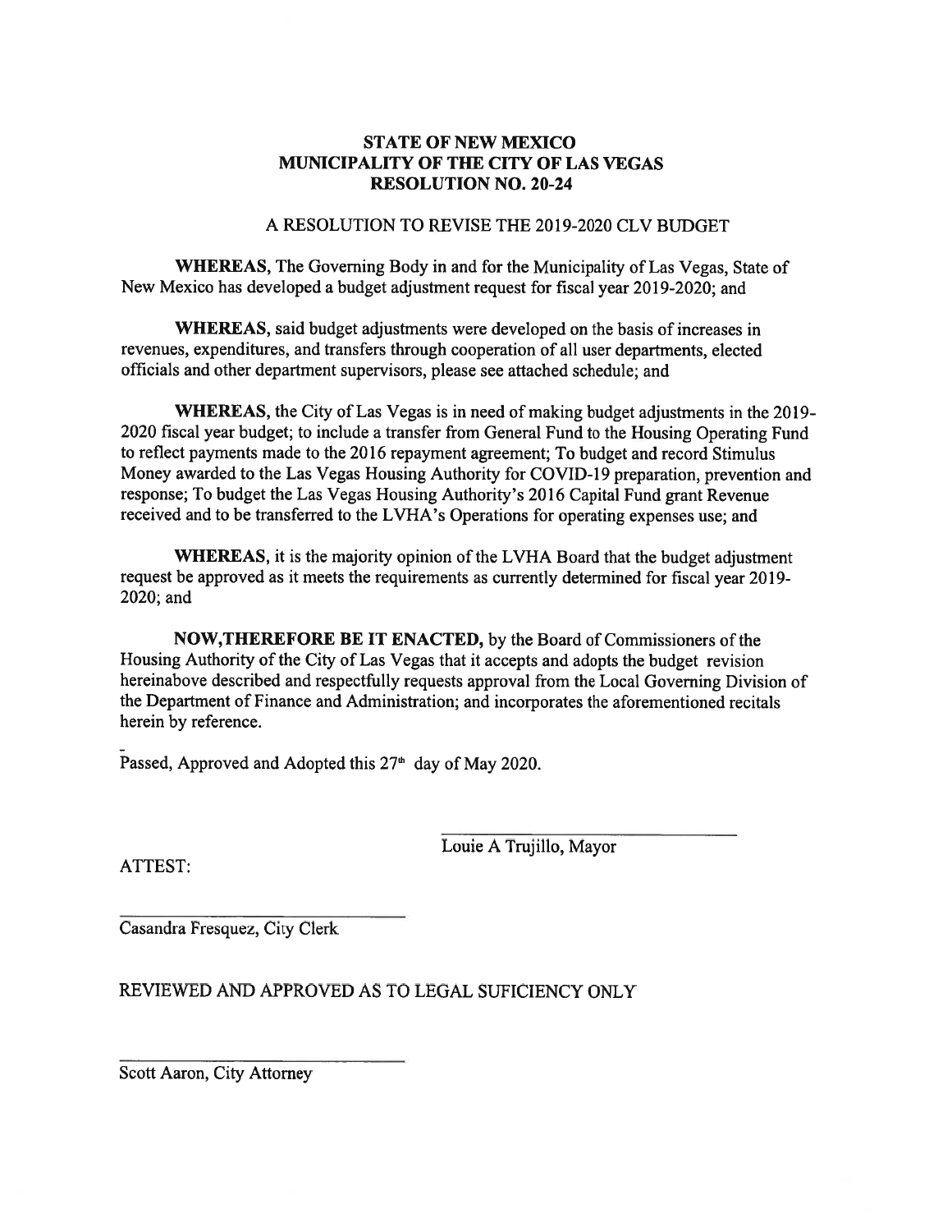**STATE OF NEW MEXICO**
**MUNICIPALITY OF THE CITY OF LAS VEGAS**
**RESOLUTION NO. 20-24**

A RESOLUTION TO REVISE THE 2019-2020 CLV BUDGET

**WHEREAS,** The Governing Body in and for the Municipality of Las Vegas, State of New Mexico has developed a budget adjustment request for fiscal year 2019-2020; and

**WHEREAS,** said budget adjustments were developed on the basis of increases in revenues, expenditures, and transfers through cooperation of all user departments, elected officials and other department supervisors, please see attached schedule; and

**WHEREAS,** the City of Las Vegas is in need of making budget adjustments in the 2019-2020 fiscal year budget; to include a transfer from General Fund to the Housing Operating Fund to reflect payments made to the 2016 repayment agreement; To budget and record Stimulus Money awarded to the Las Vegas Housing Authority for COVID-19 preparation, prevention and response; To budget the Las Vegas Housing Authority's 2016 Capital Fund grant Revenue received and to be transferred to the LVHA's Operations for operating expenses use; and

**WHEREAS,** it is the majority opinion of the LVHA Board that the budget adjustment request be approved as it meets the requirements as currently determined for fiscal year 2019-2020; and

**NOW,THEREFORE BE IT ENACTED,** by the Board of Commissioners of the Housing Authority of the City of Las Vegas that it accepts and adopts the budget revision hereinabove described and respectfully requests approval from the Local Governing Division of the Department of Finance and Administration; and incorporates the aforementioned recitals herein by reference.

Passed, Approved and Adopted this 27th day of May 2020.

_______________________________
Louie A Trujillo, Mayor

ATTEST:

_______________________________
Casandra Fresquez, City Clerk

REVIEWED AND APPROVED AS TO LEGAL SUFICIENCY ONLY

_______________________________
Scott Aaron, City Attorney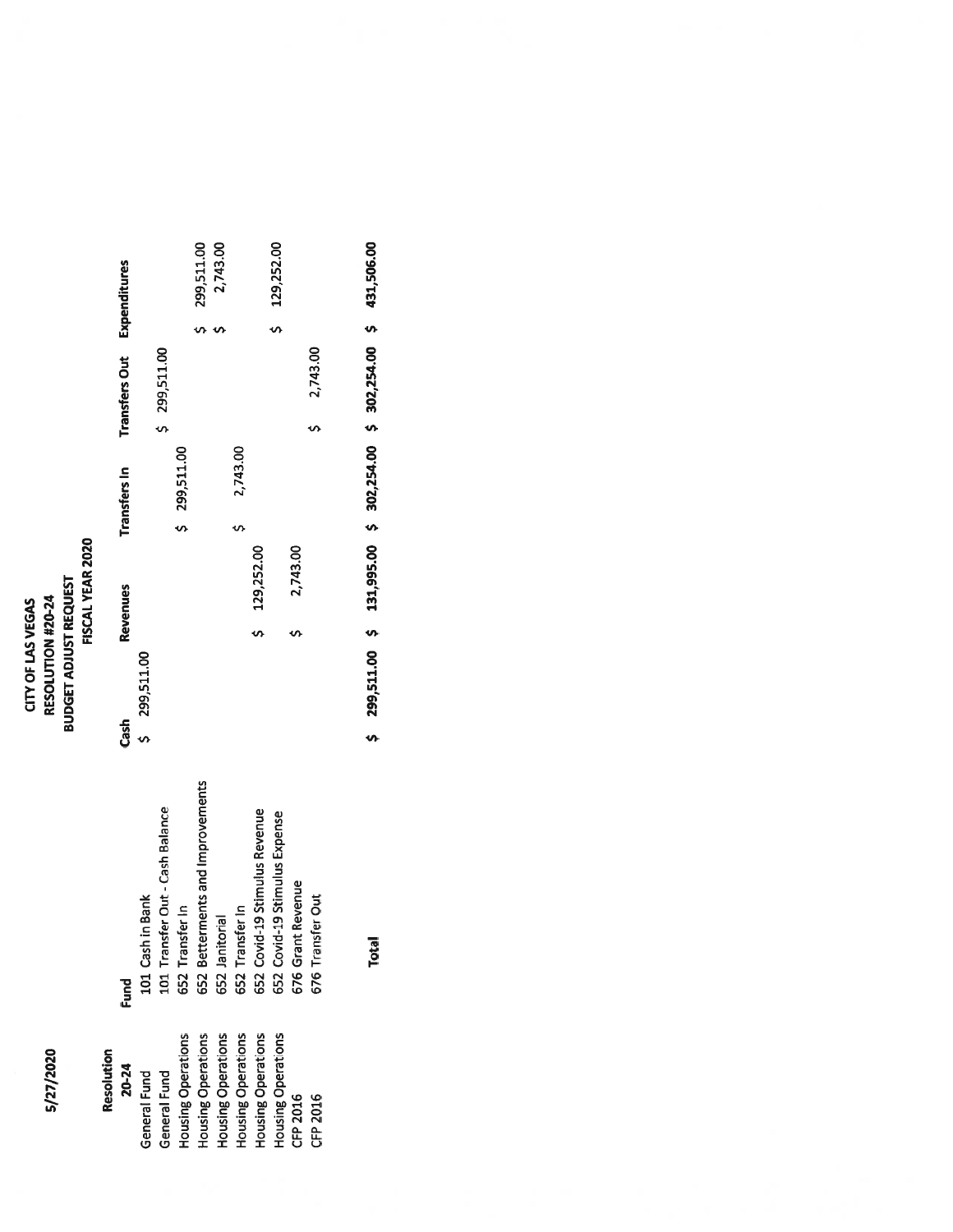5/27/2020

# CITY OF LAS VEGAS
## RESOLUTION #20-24
## BUDGET ADJUST REQUEST
## FISCAL YEAR 2020

| Resolution 20-24 | Fund | Cash | Revenues | Transfers In | Transfers Out | Expenditures |
|---|---|---|---|---|---|---|
| General Fund | 101 Cash in Bank | $ 299,511.00 | | | | |
| General Fund | 101 Transfer Out - Cash Balance | | | | $ 299,511.00 | |
| Housing Operations | 652 Transfer In | | | $ 299,511.00 | | |
| Housing Operations | 652 Betterments and Improvements | | | | | $ 299,511.00 |
| Housing Operations | 652 Janitorial | | | | | $ 2,743.00 |
| Housing Operations | 652 Transfer In | | | $ 2,743.00 | | |
| Housing Operations | 652 Covid-19 Stimulus Revenue | | $ 129,252.00 | | | |
| Housing Operations | 652 Covid-19 Stimulus Expense | | | | | $ 129,252.00 |
| CFP 2016 | 676 Grant Revenue | | $ 2,743.00 | | | |
| CFP 2016 | 676 Transfer Out | | | | $ 2,743.00 | |
| | **Total** | **$ 299,511.00** | **$ 131,995.00** | **$ 302,254.00** | **$ 302,254.00** | **$ 431,506.00** |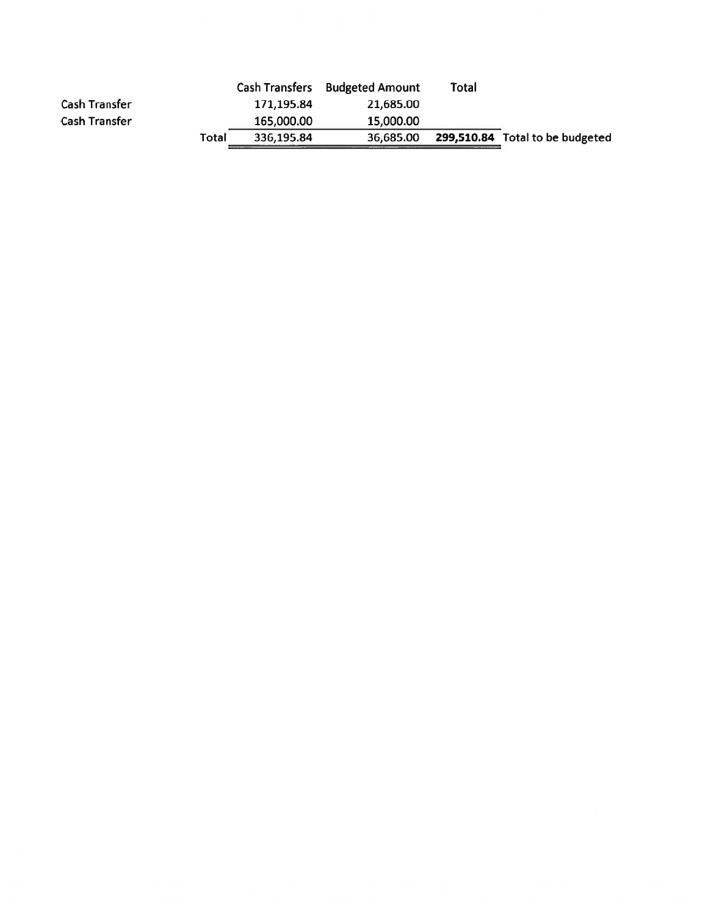| | Cash Transfers | Budgeted Amount | Total | |
|---|---|---|---|---|
| Cash Transfer | 171,195.84 | 21,685.00 | | |
| Cash Transfer | 165,000.00 | 15,000.00 | | |
| Total | 336,195.84 | 36,685.00 | **299,510.84** | Total to be budgeted |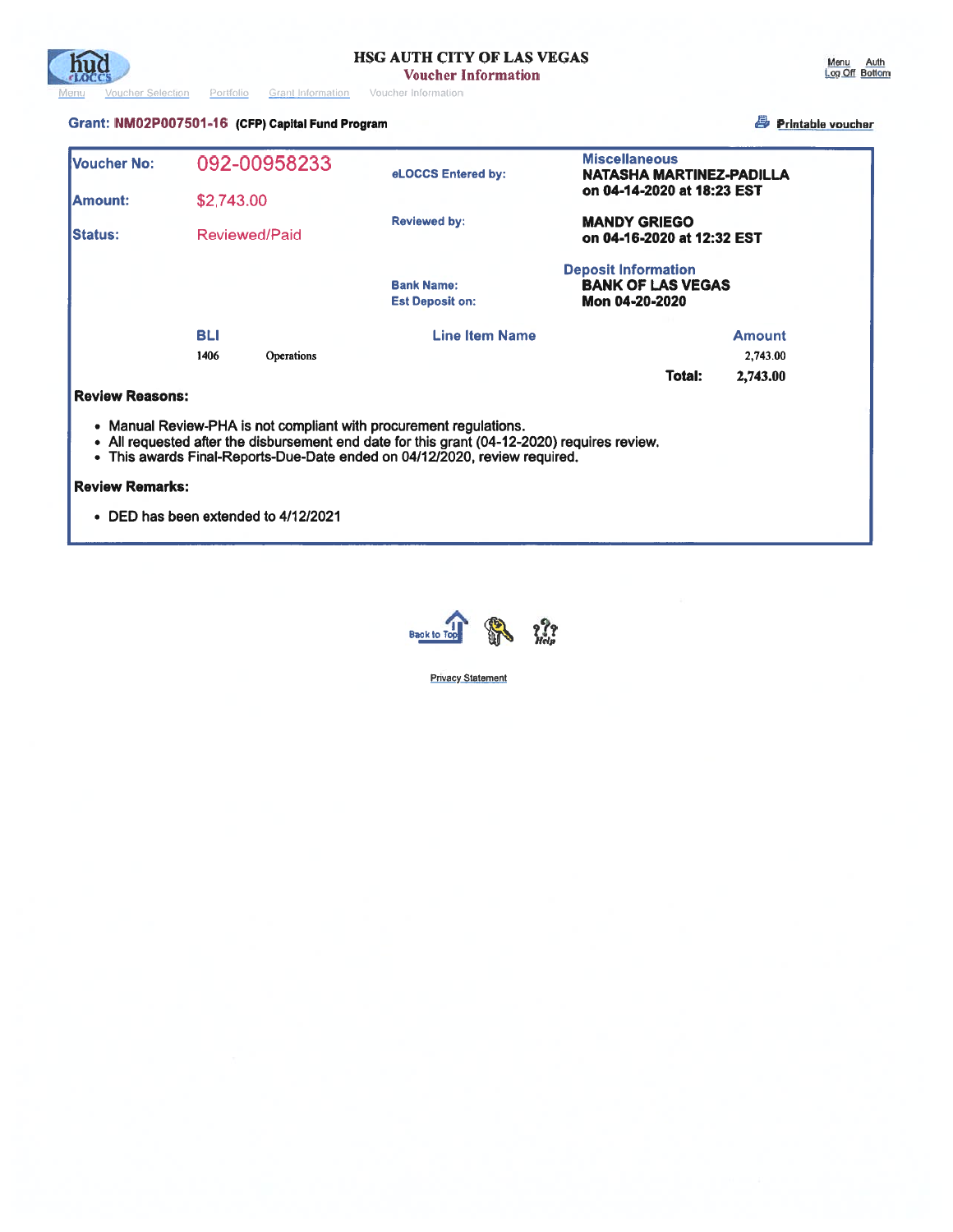# HSG AUTH CITY OF LAS VEGAS

## Voucher Information

Menu | Voucher Selection | Portfolio | Grant Information | Voucher Information

Menu Auth
Log Off Bottom

**Grant: NM02P007501-16** **(CFP) Capital Fund Program**

Printable voucher

| | | | |
|---|---|---|---|
| **Voucher No:** | 092-00958233 | **eLOCCS Entered by:** | **Miscellaneous** **NATASHA MARTINEZ-PADILLA on 04-14-2020 at 18:23 EST** |
| **Amount:** | $2,743.00 | | |
| **Status:** | Reviewed/Paid | **Reviewed by:** | **MANDY GRIEGO on 04-16-2020 at 12:32 EST** |
| | | | **Deposit Information** |
| | | **Bank Name:** | **BANK OF LAS VEGAS** |
| | | **Est Deposit on:** | **Mon 04-20-2020** |

| BLI | Line Item Name | Amount |
|---|---|---|
| 1406 | Operations | 2,743.00 |
| | **Total:** | **2,743.00** |

**Review Reasons:**

- Manual Review-PHA is not compliant with procurement regulations.
- All requested after the disbursement end date for this grant (04-12-2020) requires review.
- This awards Final-Reports-Due-Date ended on 04/12/2020, review required.

**Review Remarks:**

- DED has been extended to 4/12/2021

Back to Top

Privacy Statement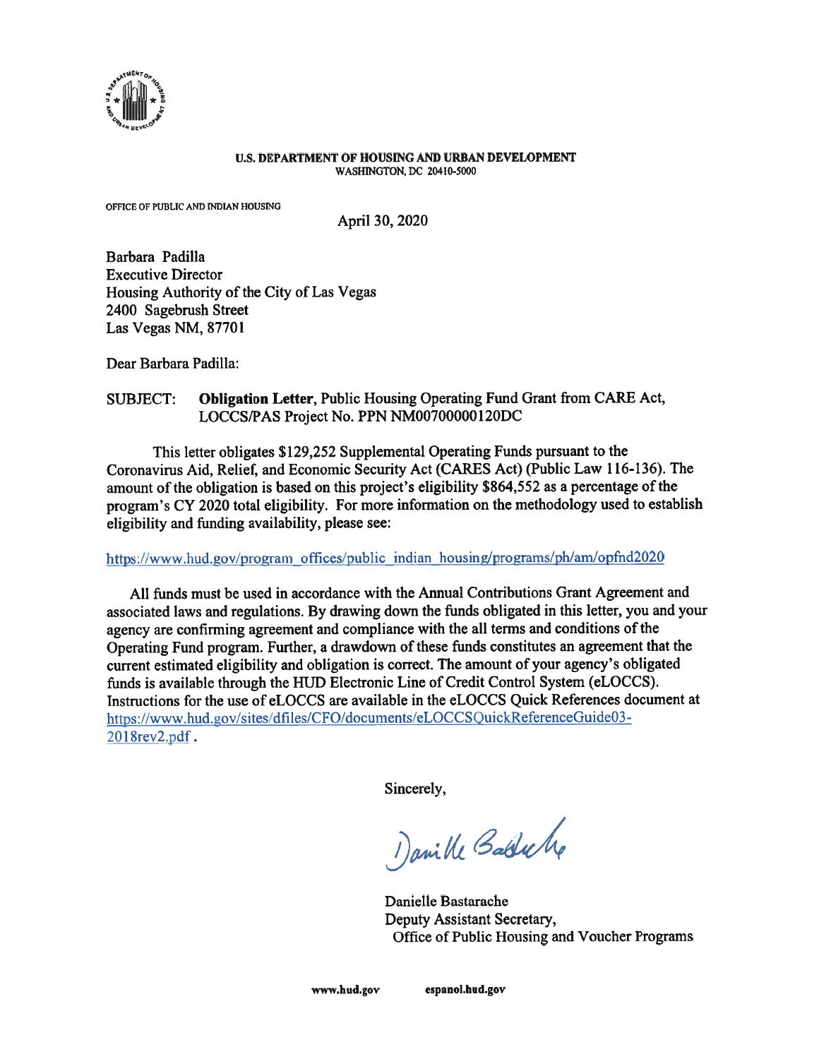**U.S. DEPARTMENT OF HOUSING AND URBAN DEVELOPMENT**
WASHINGTON, DC 20410-5000

OFFICE OF PUBLIC AND INDIAN HOUSING

April 30, 2020

Barbara Padilla
Executive Director
Housing Authority of the City of Las Vegas
2400 Sagebrush Street
Las Vegas NM, 87701

Dear Barbara Padilla:

SUBJECT: **Obligation Letter**, Public Housing Operating Fund Grant from CARE Act, LOCCS/PAS Project No. PPN NM00700000120DC

This letter obligates $129,252 Supplemental Operating Funds pursuant to the Coronavirus Aid, Relief, and Economic Security Act (CARES Act) (Public Law 116-136). The amount of the obligation is based on this project's eligibility $864,552 as a percentage of the program's CY 2020 total eligibility. For more information on the methodology used to establish eligibility and funding availability, please see:

https://www.hud.gov/program_offices/public_indian_housing/programs/ph/am/opfnd2020

All funds must be used in accordance with the Annual Contributions Grant Agreement and associated laws and regulations. By drawing down the funds obligated in this letter, you and your agency are confirming agreement and compliance with the all terms and conditions of the Operating Fund program. Further, a drawdown of these funds constitutes an agreement that the current estimated eligibility and obligation is correct. The amount of your agency's obligated funds is available through the HUD Electronic Line of Credit Control System (eLOCCS). Instructions for the use of eLOCCS are available in the eLOCCS Quick References document at https://www.hud.gov/sites/dfiles/CFO/documents/eLOCCSQuickReferenceGuide03-2018rev2.pdf.

Sincerely,

Danielle Bastarache
Deputy Assistant Secretary,
Office of Public Housing and Voucher Programs

www.hud.gov espanol.hud.gov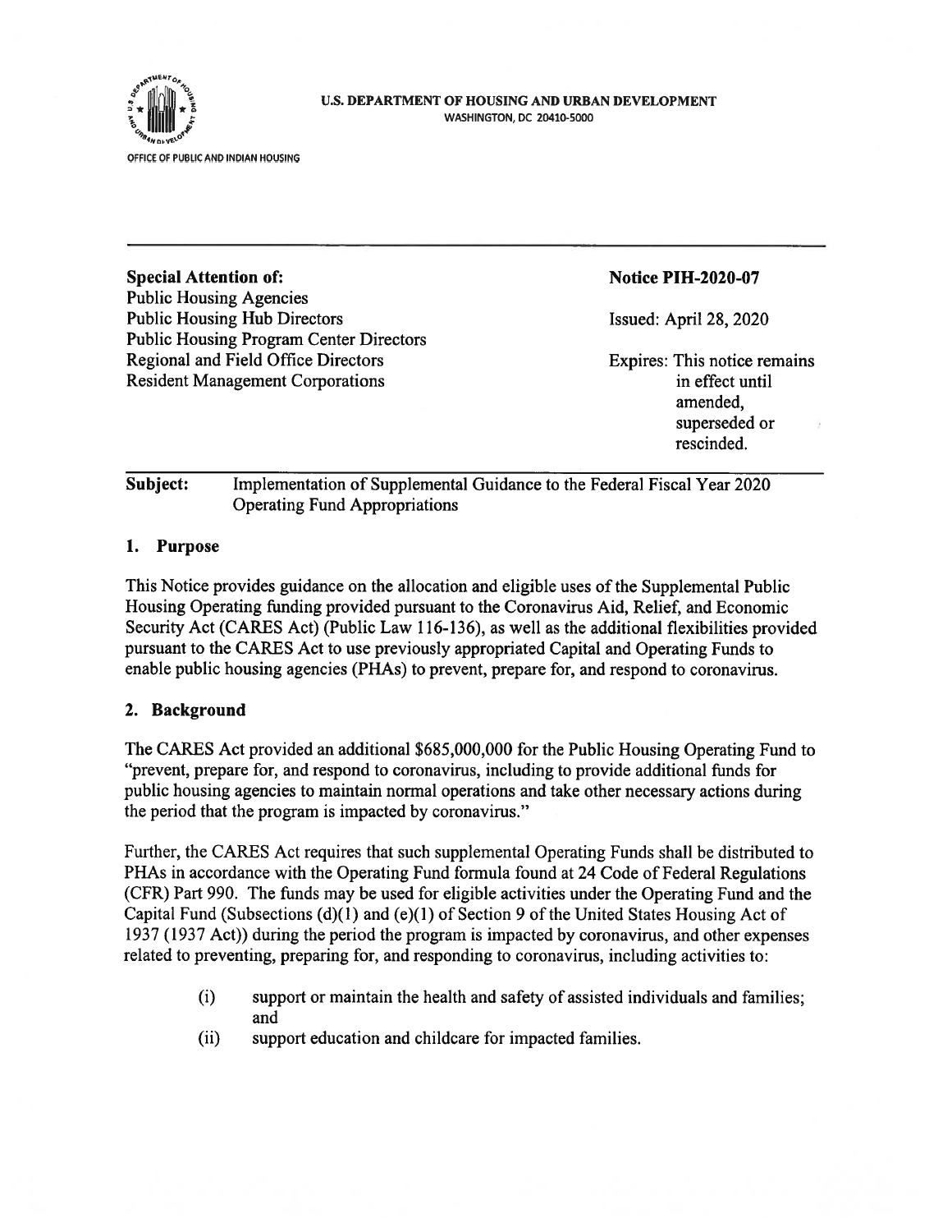U.S. DEPARTMENT OF HOUSING AND URBAN DEVELOPMENT
WASHINGTON, DC 20410-5000

OFFICE OF PUBLIC AND INDIAN HOUSING

---

**Special Attention of:**
Public Housing Agencies
Public Housing Hub Directors
Public Housing Program Center Directors
Regional and Field Office Directors
Resident Management Corporations

**Notice PIH-2020-07**

Issued: April 28, 2020

Expires: This notice remains in effect until amended, superseded or rescinded.

---

**Subject:** Implementation of Supplemental Guidance to the Federal Fiscal Year 2020 Operating Fund Appropriations

## 1. Purpose

This Notice provides guidance on the allocation and eligible uses of the Supplemental Public Housing Operating funding provided pursuant to the Coronavirus Aid, Relief, and Economic Security Act (CARES Act) (Public Law 116-136), as well as the additional flexibilities provided pursuant to the CARES Act to use previously appropriated Capital and Operating Funds to enable public housing agencies (PHAs) to prevent, prepare for, and respond to coronavirus.

## 2. Background

The CARES Act provided an additional $685,000,000 for the Public Housing Operating Fund to "prevent, prepare for, and respond to coronavirus, including to provide additional funds for public housing agencies to maintain normal operations and take other necessary actions during the period that the program is impacted by coronavirus."

Further, the CARES Act requires that such supplemental Operating Funds shall be distributed to PHAs in accordance with the Operating Fund formula found at 24 Code of Federal Regulations (CFR) Part 990. The funds may be used for eligible activities under the Operating Fund and the Capital Fund (Subsections (d)(1) and (e)(1) of Section 9 of the United States Housing Act of 1937 (1937 Act)) during the period the program is impacted by coronavirus, and other expenses related to preventing, preparing for, and responding to coronavirus, including activities to:

(i) support or maintain the health and safety of assisted individuals and families; and

(ii) support education and childcare for impacted families.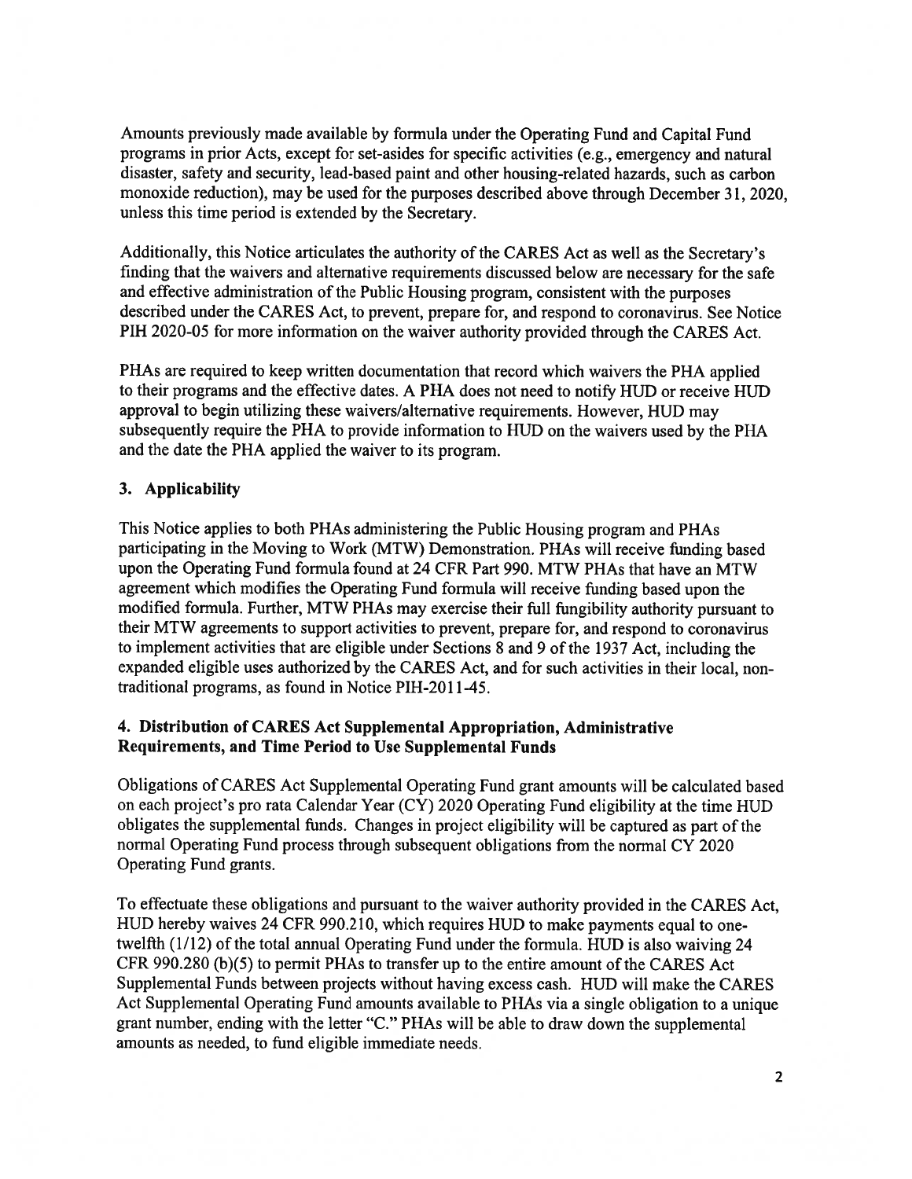Amounts previously made available by formula under the Operating Fund and Capital Fund programs in prior Acts, except for set-asides for specific activities (e.g., emergency and natural disaster, safety and security, lead-based paint and other housing-related hazards, such as carbon monoxide reduction), may be used for the purposes described above through December 31, 2020, unless this time period is extended by the Secretary.

Additionally, this Notice articulates the authority of the CARES Act as well as the Secretary's finding that the waivers and alternative requirements discussed below are necessary for the safe and effective administration of the Public Housing program, consistent with the purposes described under the CARES Act, to prevent, prepare for, and respond to coronavirus. See Notice PIH 2020-05 for more information on the waiver authority provided through the CARES Act.

PHAs are required to keep written documentation that record which waivers the PHA applied to their programs and the effective dates. A PHA does not need to notify HUD or receive HUD approval to begin utilizing these waivers/alternative requirements. However, HUD may subsequently require the PHA to provide information to HUD on the waivers used by the PHA and the date the PHA applied the waiver to its program.

### 3. Applicability

This Notice applies to both PHAs administering the Public Housing program and PHAs participating in the Moving to Work (MTW) Demonstration. PHAs will receive funding based upon the Operating Fund formula found at 24 CFR Part 990. MTW PHAs that have an MTW agreement which modifies the Operating Fund formula will receive funding based upon the modified formula. Further, MTW PHAs may exercise their full fungibility authority pursuant to their MTW agreements to support activities to prevent, prepare for, and respond to coronavirus to implement activities that are eligible under Sections 8 and 9 of the 1937 Act, including the expanded eligible uses authorized by the CARES Act, and for such activities in their local, non-traditional programs, as found in Notice PIH-2011-45.

### 4. Distribution of CARES Act Supplemental Appropriation, Administrative Requirements, and Time Period to Use Supplemental Funds

Obligations of CARES Act Supplemental Operating Fund grant amounts will be calculated based on each project's pro rata Calendar Year (CY) 2020 Operating Fund eligibility at the time HUD obligates the supplemental funds. Changes in project eligibility will be captured as part of the normal Operating Fund process through subsequent obligations from the normal CY 2020 Operating Fund grants.

To effectuate these obligations and pursuant to the waiver authority provided in the CARES Act, HUD hereby waives 24 CFR 990.210, which requires HUD to make payments equal to one-twelfth (1/12) of the total annual Operating Fund under the formula. HUD is also waiving 24 CFR 990.280 (b)(5) to permit PHAs to transfer up to the entire amount of the CARES Act Supplemental Funds between projects without having excess cash. HUD will make the CARES Act Supplemental Operating Fund amounts available to PHAs via a single obligation to a unique grant number, ending with the letter "C." PHAs will be able to draw down the supplemental amounts as needed, to fund eligible immediate needs.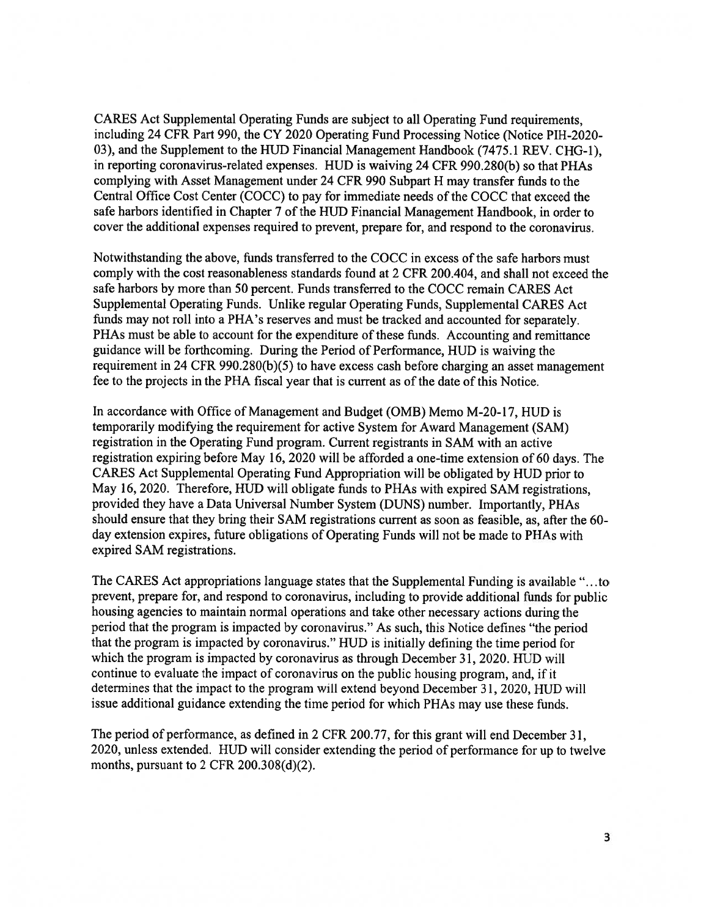CARES Act Supplemental Operating Funds are subject to all Operating Fund requirements, including 24 CFR Part 990, the CY 2020 Operating Fund Processing Notice (Notice PIH-2020-03), and the Supplement to the HUD Financial Management Handbook (7475.1 REV. CHG-1), in reporting coronavirus-related expenses. HUD is waiving 24 CFR 990.280(b) so that PHAs complying with Asset Management under 24 CFR 990 Subpart H may transfer funds to the Central Office Cost Center (COCC) to pay for immediate needs of the COCC that exceed the safe harbors identified in Chapter 7 of the HUD Financial Management Handbook, in order to cover the additional expenses required to prevent, prepare for, and respond to the coronavirus.

Notwithstanding the above, funds transferred to the COCC in excess of the safe harbors must comply with the cost reasonableness standards found at 2 CFR 200.404, and shall not exceed the safe harbors by more than 50 percent. Funds transferred to the COCC remain CARES Act Supplemental Operating Funds. Unlike regular Operating Funds, Supplemental CARES Act funds may not roll into a PHA's reserves and must be tracked and accounted for separately. PHAs must be able to account for the expenditure of these funds. Accounting and remittance guidance will be forthcoming. During the Period of Performance, HUD is waiving the requirement in 24 CFR 990.280(b)(5) to have excess cash before charging an asset management fee to the projects in the PHA fiscal year that is current as of the date of this Notice.

In accordance with Office of Management and Budget (OMB) Memo M-20-17, HUD is temporarily modifying the requirement for active System for Award Management (SAM) registration in the Operating Fund program. Current registrants in SAM with an active registration expiring before May 16, 2020 will be afforded a one-time extension of 60 days. The CARES Act Supplemental Operating Fund Appropriation will be obligated by HUD prior to May 16, 2020. Therefore, HUD will obligate funds to PHAs with expired SAM registrations, provided they have a Data Universal Number System (DUNS) number. Importantly, PHAs should ensure that they bring their SAM registrations current as soon as feasible, as, after the 60-day extension expires, future obligations of Operating Funds will not be made to PHAs with expired SAM registrations.

The CARES Act appropriations language states that the Supplemental Funding is available "...to prevent, prepare for, and respond to coronavirus, including to provide additional funds for public housing agencies to maintain normal operations and take other necessary actions during the period that the program is impacted by coronavirus." As such, this Notice defines "the period that the program is impacted by coronavirus." HUD is initially defining the time period for which the program is impacted by coronavirus as through December 31, 2020. HUD will continue to evaluate the impact of coronavirus on the public housing program, and, if it determines that the impact to the program will extend beyond December 31, 2020, HUD will issue additional guidance extending the time period for which PHAs may use these funds.

The period of performance, as defined in 2 CFR 200.77, for this grant will end December 31, 2020, unless extended. HUD will consider extending the period of performance for up to twelve months, pursuant to 2 CFR 200.308(d)(2).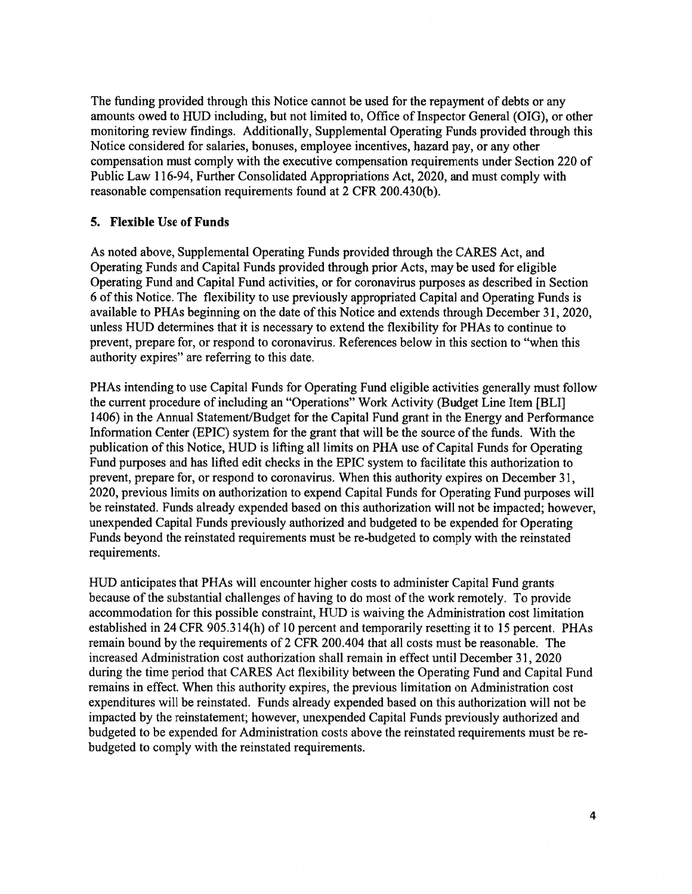The funding provided through this Notice cannot be used for the repayment of debts or any amounts owed to HUD including, but not limited to, Office of Inspector General (OIG), or other monitoring review findings. Additionally, Supplemental Operating Funds provided through this Notice considered for salaries, bonuses, employee incentives, hazard pay, or any other compensation must comply with the executive compensation requirements under Section 220 of Public Law 116-94, Further Consolidated Appropriations Act, 2020, and must comply with reasonable compensation requirements found at 2 CFR 200.430(b).

### 5. Flexible Use of Funds

As noted above, Supplemental Operating Funds provided through the CARES Act, and Operating Funds and Capital Funds provided through prior Acts, may be used for eligible Operating Fund and Capital Fund activities, or for coronavirus purposes as described in Section 6 of this Notice. The flexibility to use previously appropriated Capital and Operating Funds is available to PHAs beginning on the date of this Notice and extends through December 31, 2020, unless HUD determines that it is necessary to extend the flexibility for PHAs to continue to prevent, prepare for, or respond to coronavirus. References below in this section to "when this authority expires" are referring to this date.

PHAs intending to use Capital Funds for Operating Fund eligible activities generally must follow the current procedure of including an "Operations" Work Activity (Budget Line Item [BLI] 1406) in the Annual Statement/Budget for the Capital Fund grant in the Energy and Performance Information Center (EPIC) system for the grant that will be the source of the funds. With the publication of this Notice, HUD is lifting all limits on PHA use of Capital Funds for Operating Fund purposes and has lifted edit checks in the EPIC system to facilitate this authorization to prevent, prepare for, or respond to coronavirus. When this authority expires on December 31, 2020, previous limits on authorization to expend Capital Funds for Operating Fund purposes will be reinstated. Funds already expended based on this authorization will not be impacted; however, unexpended Capital Funds previously authorized and budgeted to be expended for Operating Funds beyond the reinstated requirements must be re-budgeted to comply with the reinstated requirements.

HUD anticipates that PHAs will encounter higher costs to administer Capital Fund grants because of the substantial challenges of having to do most of the work remotely. To provide accommodation for this possible constraint, HUD is waiving the Administration cost limitation established in 24 CFR 905.314(h) of 10 percent and temporarily resetting it to 15 percent. PHAs remain bound by the requirements of 2 CFR 200.404 that all costs must be reasonable. The increased Administration cost authorization shall remain in effect until December 31, 2020 during the time period that CARES Act flexibility between the Operating Fund and Capital Fund remains in effect. When this authority expires, the previous limitation on Administration cost expenditures will be reinstated. Funds already expended based on this authorization will not be impacted by the reinstatement; however, unexpended Capital Funds previously authorized and budgeted to be expended for Administration costs above the reinstated requirements must be re-budgeted to comply with the reinstated requirements.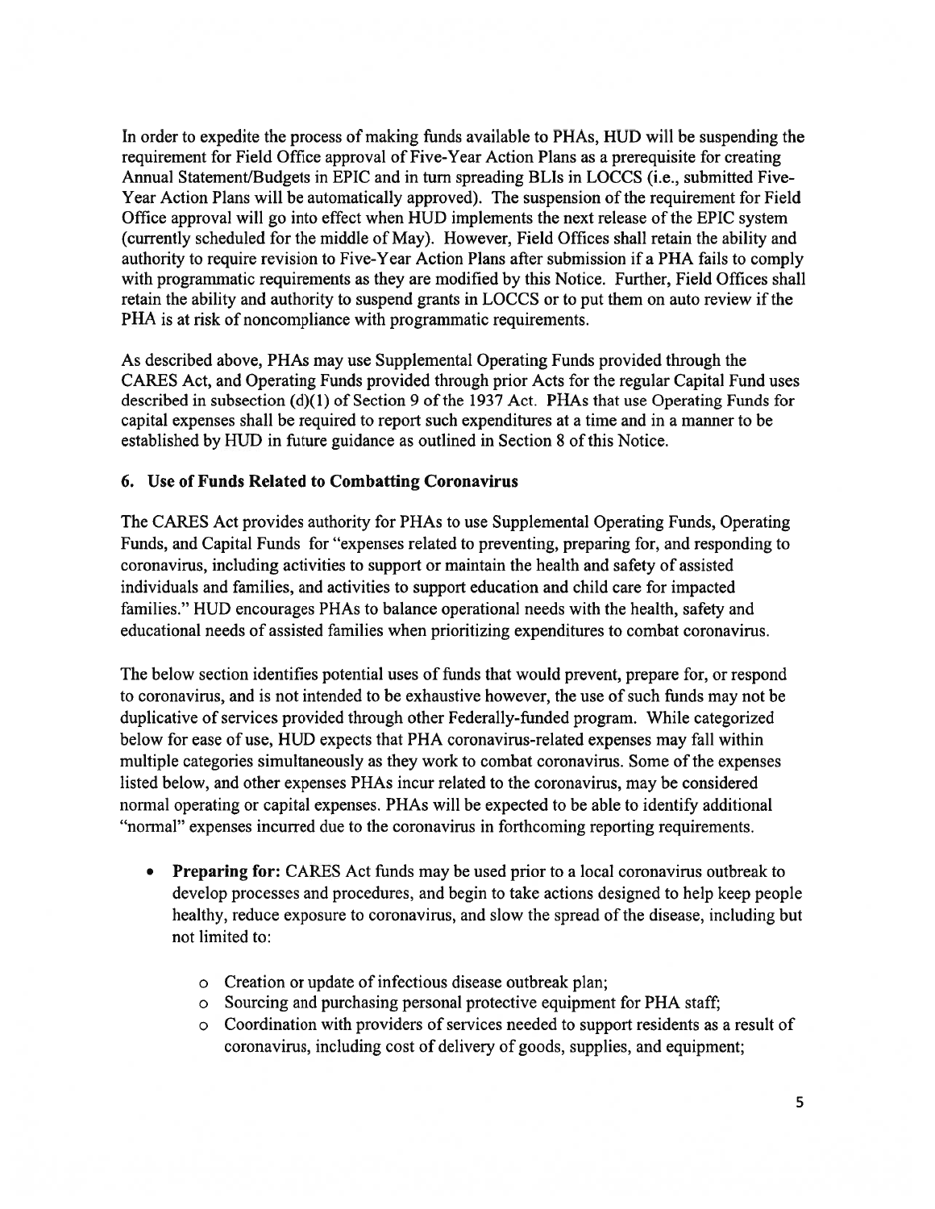In order to expedite the process of making funds available to PHAs, HUD will be suspending the requirement for Field Office approval of Five-Year Action Plans as a prerequisite for creating Annual Statement/Budgets in EPIC and in turn spreading BLIs in LOCCS (i.e., submitted Five-Year Action Plans will be automatically approved). The suspension of the requirement for Field Office approval will go into effect when HUD implements the next release of the EPIC system (currently scheduled for the middle of May). However, Field Offices shall retain the ability and authority to require revision to Five-Year Action Plans after submission if a PHA fails to comply with programmatic requirements as they are modified by this Notice. Further, Field Offices shall retain the ability and authority to suspend grants in LOCCS or to put them on auto review if the PHA is at risk of noncompliance with programmatic requirements.

As described above, PHAs may use Supplemental Operating Funds provided through the CARES Act, and Operating Funds provided through prior Acts for the regular Capital Fund uses described in subsection (d)(1) of Section 9 of the 1937 Act. PHAs that use Operating Funds for capital expenses shall be required to report such expenditures at a time and in a manner to be established by HUD in future guidance as outlined in Section 8 of this Notice.

### 6. Use of Funds Related to Combatting Coronavirus

The CARES Act provides authority for PHAs to use Supplemental Operating Funds, Operating Funds, and Capital Funds for "expenses related to preventing, preparing for, and responding to coronavirus, including activities to support or maintain the health and safety of assisted individuals and families, and activities to support education and child care for impacted families." HUD encourages PHAs to balance operational needs with the health, safety and educational needs of assisted families when prioritizing expenditures to combat coronavirus.

The below section identifies potential uses of funds that would prevent, prepare for, or respond to coronavirus, and is not intended to be exhaustive however, the use of such funds may not be duplicative of services provided through other Federally-funded program. While categorized below for ease of use, HUD expects that PHA coronavirus-related expenses may fall within multiple categories simultaneously as they work to combat coronavirus. Some of the expenses listed below, and other expenses PHAs incur related to the coronavirus, may be considered normal operating or capital expenses. PHAs will be expected to be able to identify additional "normal" expenses incurred due to the coronavirus in forthcoming reporting requirements.

- **Preparing for:** CARES Act funds may be used prior to a local coronavirus outbreak to develop processes and procedures, and begin to take actions designed to help keep people healthy, reduce exposure to coronavirus, and slow the spread of the disease, including but not limited to:
  - Creation or update of infectious disease outbreak plan;
  - Sourcing and purchasing personal protective equipment for PHA staff;
  - Coordination with providers of services needed to support residents as a result of coronavirus, including cost of delivery of goods, supplies, and equipment;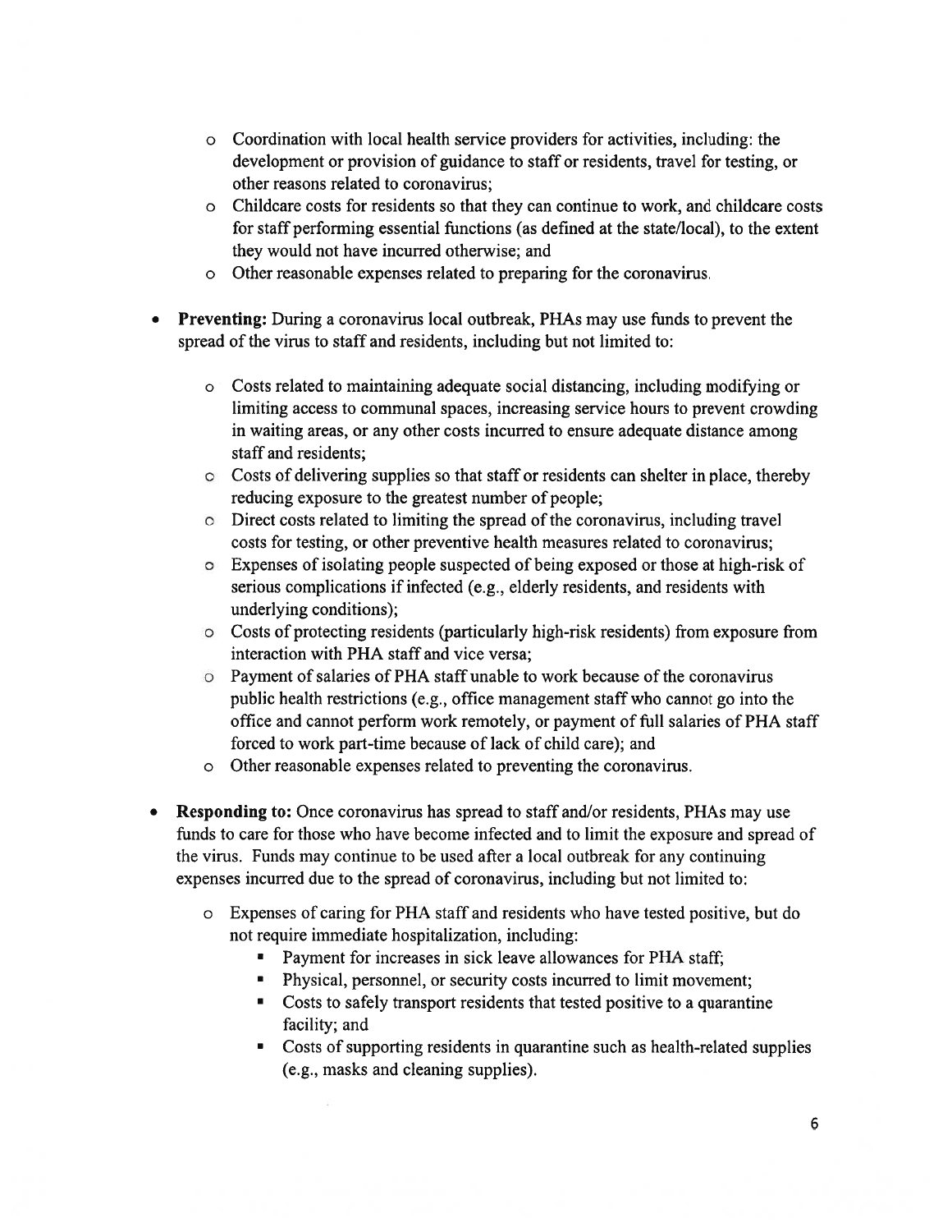- Coordination with local health service providers for activities, including: the development or provision of guidance to staff or residents, travel for testing, or other reasons related to coronavirus;
  - Childcare costs for residents so that they can continue to work, and childcare costs for staff performing essential functions (as defined at the state/local), to the extent they would not have incurred otherwise; and
  - Other reasonable expenses related to preparing for the coronavirus.

- **Preventing:** During a coronavirus local outbreak, PHAs may use funds to prevent the spread of the virus to staff and residents, including but not limited to:

  - Costs related to maintaining adequate social distancing, including modifying or limiting access to communal spaces, increasing service hours to prevent crowding in waiting areas, or any other costs incurred to ensure adequate distance among staff and residents;
  - Costs of delivering supplies so that staff or residents can shelter in place, thereby reducing exposure to the greatest number of people;
  - Direct costs related to limiting the spread of the coronavirus, including travel costs for testing, or other preventive health measures related to coronavirus;
  - Expenses of isolating people suspected of being exposed or those at high-risk of serious complications if infected (e.g., elderly residents, and residents with underlying conditions);
  - Costs of protecting residents (particularly high-risk residents) from exposure from interaction with PHA staff and vice versa;
  - Payment of salaries of PHA staff unable to work because of the coronavirus public health restrictions (e.g., office management staff who cannot go into the office and cannot perform work remotely, or payment of full salaries of PHA staff forced to work part-time because of lack of child care); and
  - Other reasonable expenses related to preventing the coronavirus.

- **Responding to:** Once coronavirus has spread to staff and/or residents, PHAs may use funds to care for those who have become infected and to limit the exposure and spread of the virus. Funds may continue to be used after a local outbreak for any continuing expenses incurred due to the spread of coronavirus, including but not limited to:

  - Expenses of caring for PHA staff and residents who have tested positive, but do not require immediate hospitalization, including:
    - Payment for increases in sick leave allowances for PHA staff;
    - Physical, personnel, or security costs incurred to limit movement;
    - Costs to safely transport residents that tested positive to a quarantine facility; and
    - Costs of supporting residents in quarantine such as health-related supplies (e.g., masks and cleaning supplies).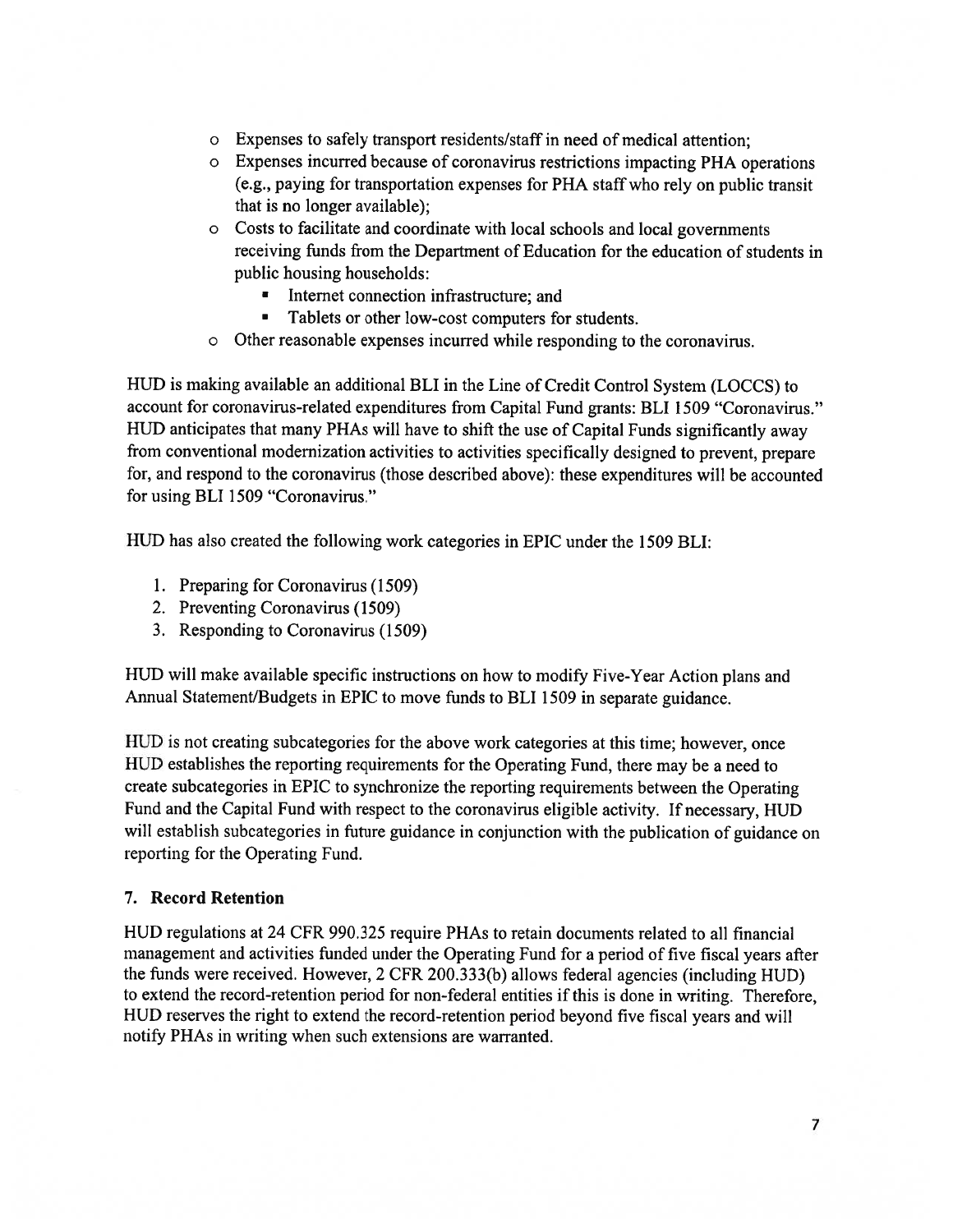- Expenses to safely transport residents/staff in need of medical attention;
- Expenses incurred because of coronavirus restrictions impacting PHA operations (e.g., paying for transportation expenses for PHA staff who rely on public transit that is no longer available);
- Costs to facilitate and coordinate with local schools and local governments receiving funds from the Department of Education for the education of students in public housing households:
  - Internet connection infrastructure; and
  - Tablets or other low-cost computers for students.
- Other reasonable expenses incurred while responding to the coronavirus.

HUD is making available an additional BLI in the Line of Credit Control System (LOCCS) to account for coronavirus-related expenditures from Capital Fund grants: BLI 1509 "Coronavirus." HUD anticipates that many PHAs will have to shift the use of Capital Funds significantly away from conventional modernization activities to activities specifically designed to prevent, prepare for, and respond to the coronavirus (those described above): these expenditures will be accounted for using BLI 1509 "Coronavirus."

HUD has also created the following work categories in EPIC under the 1509 BLI:

1. Preparing for Coronavirus (1509)
2. Preventing Coronavirus (1509)
3. Responding to Coronavirus (1509)

HUD will make available specific instructions on how to modify Five-Year Action plans and Annual Statement/Budgets in EPIC to move funds to BLI 1509 in separate guidance.

HUD is not creating subcategories for the above work categories at this time; however, once HUD establishes the reporting requirements for the Operating Fund, there may be a need to create subcategories in EPIC to synchronize the reporting requirements between the Operating Fund and the Capital Fund with respect to the coronavirus eligible activity. If necessary, HUD will establish subcategories in future guidance in conjunction with the publication of guidance on reporting for the Operating Fund.

### 7. Record Retention

HUD regulations at 24 CFR 990.325 require PHAs to retain documents related to all financial management and activities funded under the Operating Fund for a period of five fiscal years after the funds were received. However, 2 CFR 200.333(b) allows federal agencies (including HUD) to extend the record-retention period for non-federal entities if this is done in writing. Therefore, HUD reserves the right to extend the record-retention period beyond five fiscal years and will notify PHAs in writing when such extensions are warranted.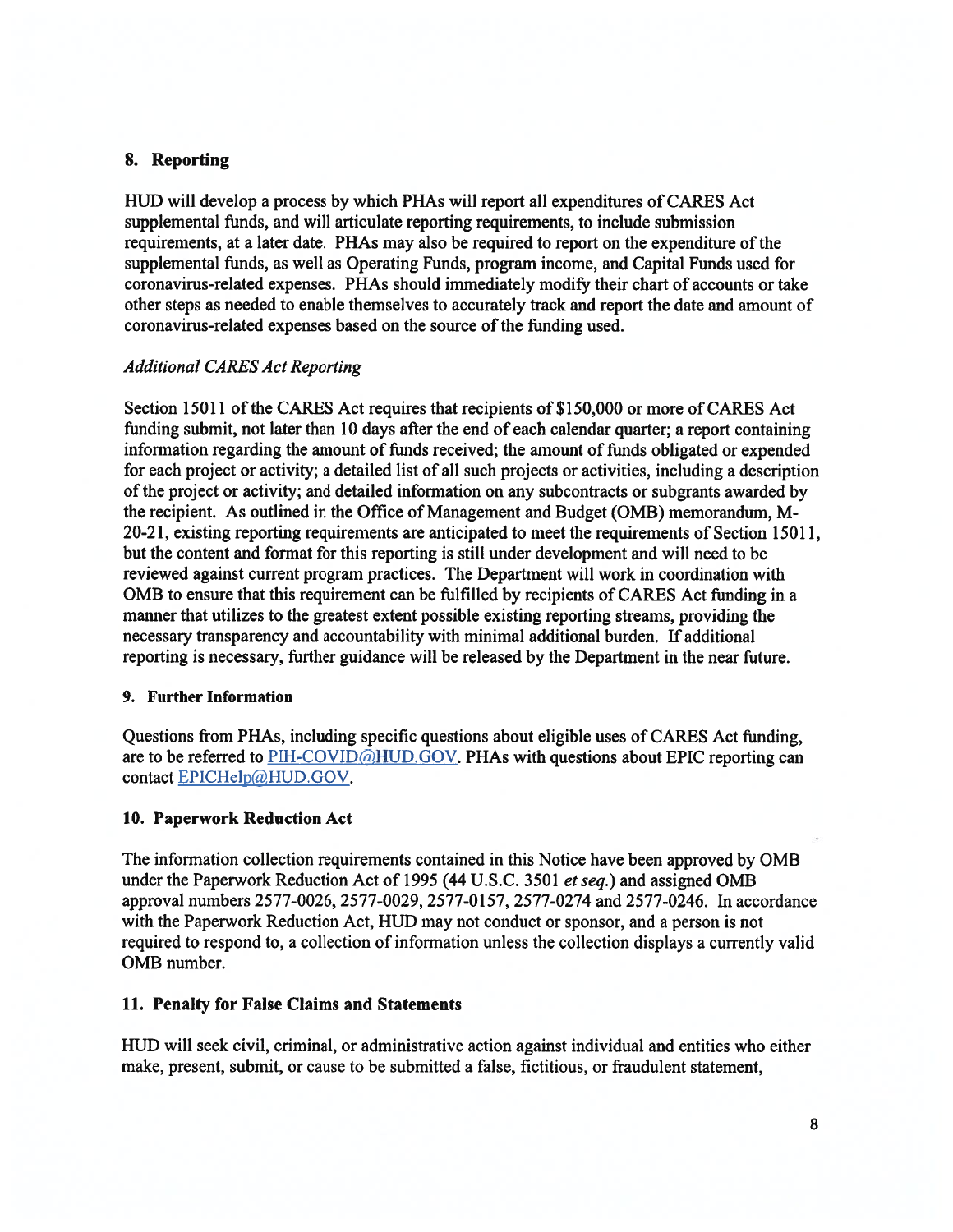## 8. Reporting

HUD will develop a process by which PHAs will report all expenditures of CARES Act supplemental funds, and will articulate reporting requirements, to include submission requirements, at a later date. PHAs may also be required to report on the expenditure of the supplemental funds, as well as Operating Funds, program income, and Capital Funds used for coronavirus-related expenses. PHAs should immediately modify their chart of accounts or take other steps as needed to enable themselves to accurately track and report the date and amount of coronavirus-related expenses based on the source of the funding used.

*Additional CARES Act Reporting*

Section 15011 of the CARES Act requires that recipients of $150,000 or more of CARES Act funding submit, not later than 10 days after the end of each calendar quarter; a report containing information regarding the amount of funds received; the amount of funds obligated or expended for each project or activity; a detailed list of all such projects or activities, including a description of the project or activity; and detailed information on any subcontracts or subgrants awarded by the recipient. As outlined in the Office of Management and Budget (OMB) memorandum, M-20-21, existing reporting requirements are anticipated to meet the requirements of Section 15011, but the content and format for this reporting is still under development and will need to be reviewed against current program practices. The Department will work in coordination with OMB to ensure that this requirement can be fulfilled by recipients of CARES Act funding in a manner that utilizes to the greatest extent possible existing reporting streams, providing the necessary transparency and accountability with minimal additional burden. If additional reporting is necessary, further guidance will be released by the Department in the near future.

## 9. Further Information

Questions from PHAs, including specific questions about eligible uses of CARES Act funding, are to be referred to PIH-COVID@HUD.GOV. PHAs with questions about EPIC reporting can contact EPICHelp@HUD.GOV.

## 10. Paperwork Reduction Act

The information collection requirements contained in this Notice have been approved by OMB under the Paperwork Reduction Act of 1995 (44 U.S.C. 3501 *et seq.*) and assigned OMB approval numbers 2577-0026, 2577-0029, 2577-0157, 2577-0274 and 2577-0246. In accordance with the Paperwork Reduction Act, HUD may not conduct or sponsor, and a person is not required to respond to, a collection of information unless the collection displays a currently valid OMB number.

## 11. Penalty for False Claims and Statements

HUD will seek civil, criminal, or administrative action against individual and entities who either make, present, submit, or cause to be submitted a false, fictitious, or fraudulent statement,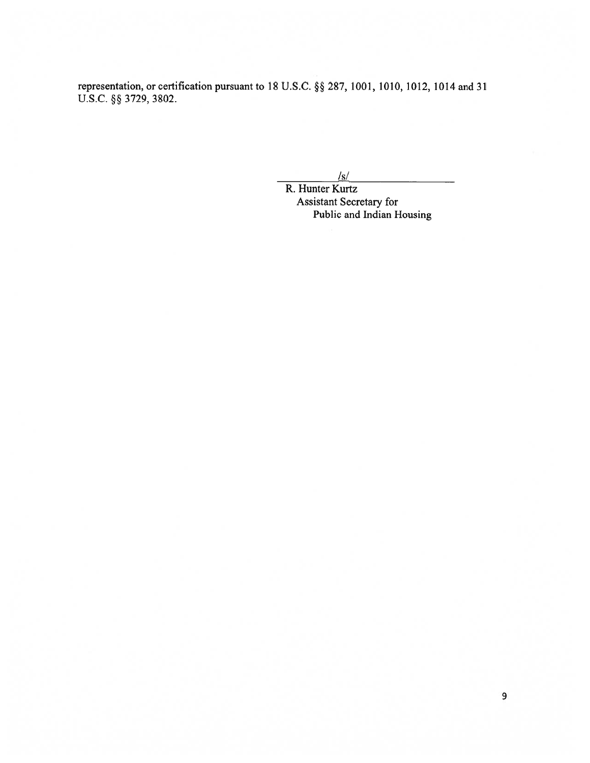representation, or certification pursuant to 18 U.S.C. §§ 287, 1001, 1010, 1012, 1014 and 31 U.S.C. §§ 3729, 3802.

/s/

R. Hunter Kurtz
Assistant Secretary for
Public and Indian Housing